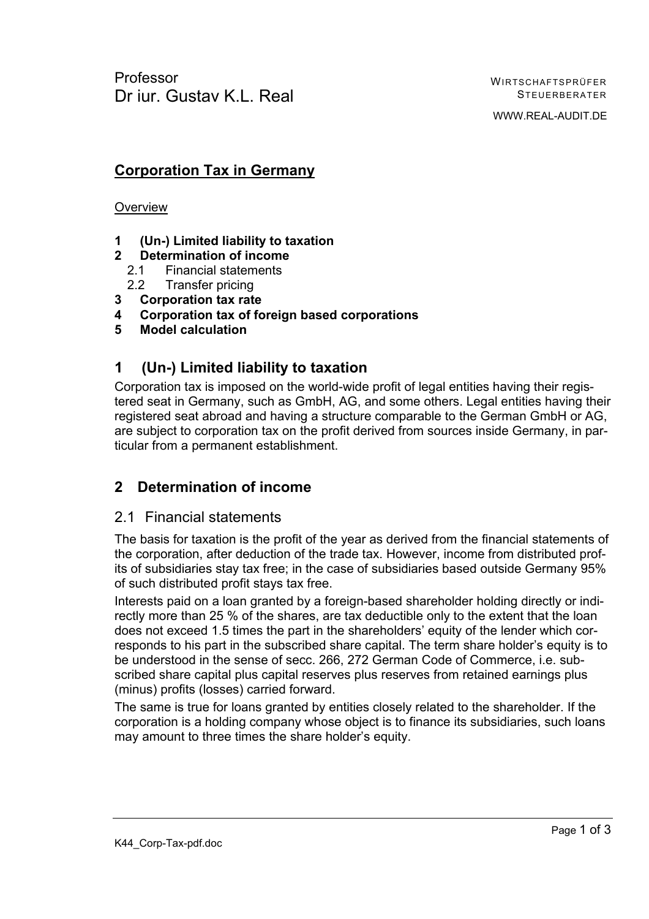Professor
Dr iur. Gustav K.L. Real

WIRTSCHAFTSPRÜFER
STEUERBERATER

WWW.REAL-AUDIT.DE

# Corporation Tax in Germany

Overview

**1 (Un-) Limited liability to taxation**
**2 Determination of income**
  2.1 Financial statements
  2.2 Transfer pricing
**3 Corporation tax rate**
**4 Corporation tax of foreign based corporations**
**5 Model calculation**

## 1 (Un-) Limited liability to taxation

Corporation tax is imposed on the world-wide profit of legal entities having their registered seat in Germany, such as GmbH, AG, and some others. Legal entities having their registered seat abroad and having a structure comparable to the German GmbH or AG, are subject to corporation tax on the profit derived from sources inside Germany, in particular from a permanent establishment.

## 2 Determination of income

### 2.1 Financial statements

The basis for taxation is the profit of the year as derived from the financial statements of the corporation, after deduction of the trade tax. However, income from distributed profits of subsidiaries stay tax free; in the case of subsidiaries based outside Germany 95% of such distributed profit stays tax free.

Interests paid on a loan granted by a foreign-based shareholder holding directly or indirectly more than 25 % of the shares, are tax deductible only to the extent that the loan does not exceed 1.5 times the part in the shareholders' equity of the lender which corresponds to his part in the subscribed share capital. The term share holder's equity is to be understood in the sense of secc. 266, 272 German Code of Commerce, i.e. subscribed share capital plus capital reserves plus reserves from retained earnings plus (minus) profits (losses) carried forward.

The same is true for loans granted by entities closely related to the shareholder. If the corporation is a holding company whose object is to finance its subsidiaries, such loans may amount to three times the share holder's equity.

K44_Corp-Tax-pdf.doc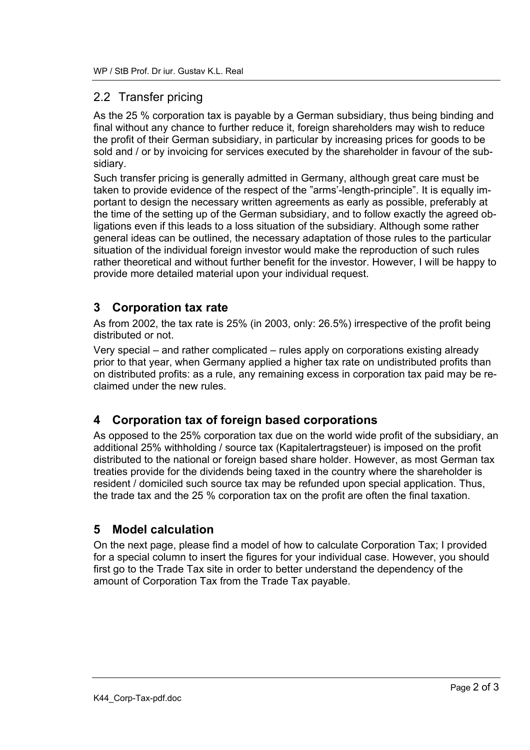## 2.2 Transfer pricing

As the 25 % corporation tax is payable by a German subsidiary, thus being binding and final without any chance to further reduce it, foreign shareholders may wish to reduce the profit of their German subsidiary, in particular by increasing prices for goods to be sold and / or by invoicing for services executed by the shareholder in favour of the subsidiary.

Such transfer pricing is generally admitted in Germany, although great care must be taken to provide evidence of the respect of the "arms'-length-principle". It is equally important to design the necessary written agreements as early as possible, preferably at the time of the setting up of the German subsidiary, and to follow exactly the agreed obligations even if this leads to a loss situation of the subsidiary. Although some rather general ideas can be outlined, the necessary adaptation of those rules to the particular situation of the individual foreign investor would make the reproduction of such rules rather theoretical and without further benefit for the investor. However, I will be happy to provide more detailed material upon your individual request.

# 3 Corporation tax rate

As from 2002, the tax rate is 25% (in 2003, only: 26.5%) irrespective of the profit being distributed or not.

Very special – and rather complicated – rules apply on corporations existing already prior to that year, when Germany applied a higher tax rate on undistributed profits than on distributed profits: as a rule, any remaining excess in corporation tax paid may be reclaimed under the new rules.

# 4 Corporation tax of foreign based corporations

As opposed to the 25% corporation tax due on the world wide profit of the subsidiary, an additional 25% withholding / source tax (Kapitalertragsteuer) is imposed on the profit distributed to the national or foreign based share holder. However, as most German tax treaties provide for the dividends being taxed in the country where the shareholder is resident / domiciled such source tax may be refunded upon special application. Thus, the trade tax and the 25 % corporation tax on the profit are often the final taxation.

# 5 Model calculation

On the next page, please find a model of how to calculate Corporation Tax; I provided for a special column to insert the figures for your individual case. However, you should first go to the Trade Tax site in order to better understand the dependency of the amount of Corporation Tax from the Trade Tax payable.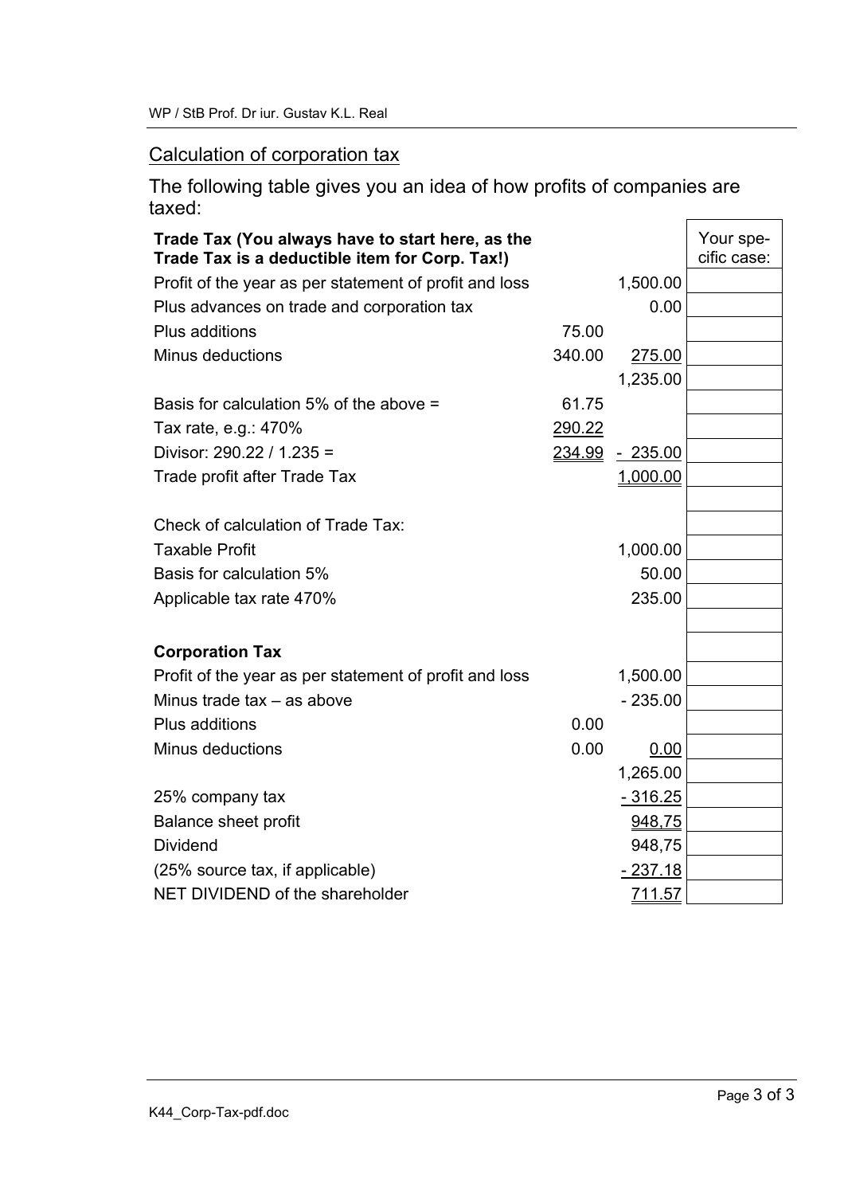## Calculation of corporation tax

The following table gives you an idea of how profits of companies are taxed:

| | | | Your specific case: |
|---|---|---|---|
| **Trade Tax (You always have to start here, as the Trade Tax is a deductible item for Corp. Tax!)** | | | |
| Profit of the year as per statement of profit and loss | | 1,500.00 | |
| Plus advances on trade and corporation tax | | 0.00 | |
| Plus additions | 75.00 | | |
| Minus deductions | 340.00 | 275.00 | |
| | | 1,235.00 | |
| Basis for calculation 5% of the above = | 61.75 | | |
| Tax rate, e.g.: 470% | 290.22 | | |
| Divisor: 290.22 / 1.235 = | 234.99 | - 235.00 | |
| Trade profit after Trade Tax | | 1,000.00 | |
| | | | |
| Check of calculation of Trade Tax: | | | |
| Taxable Profit | | 1,000.00 | |
| Basis for calculation 5% | | 50.00 | |
| Applicable tax rate 470% | | 235.00 | |
| | | | |
| **Corporation Tax** | | | |
| Profit of the year as per statement of profit and loss | | 1,500.00 | |
| Minus trade tax – as above | | - 235.00 | |
| Plus additions | 0.00 | | |
| Minus deductions | 0.00 | 0.00 | |
| | | 1,265.00 | |
| 25% company tax | | - 316.25 | |
| Balance sheet profit | | 948,75 | |
| Dividend | | 948,75 | |
| (25% source tax, if applicable) | | - 237.18 | |
| NET DIVIDEND of the shareholder | | 711.57 | |